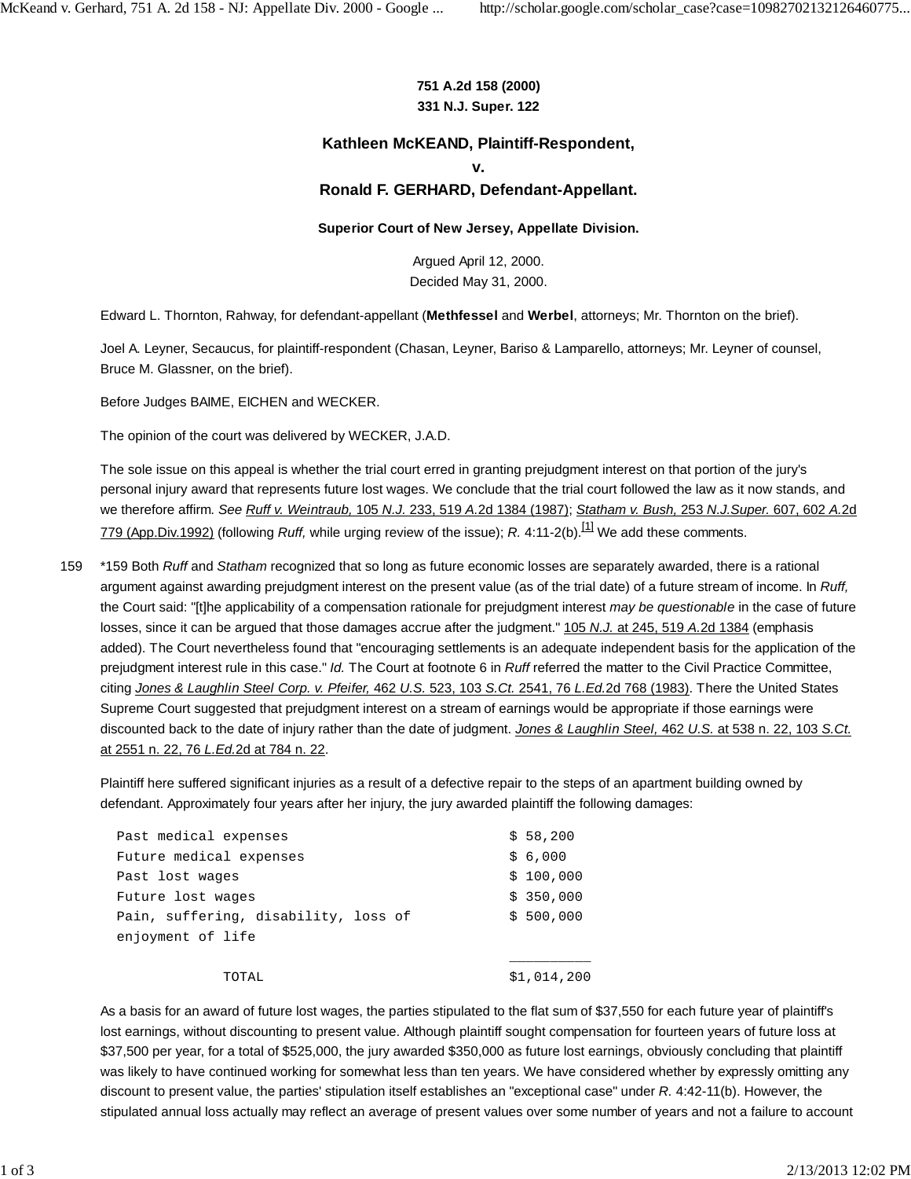**751 A.2d 158 (2000)**
**331 N.J. Super. 122**

# Kathleen McKEAND, Plaintiff-Respondent, v. Ronald F. GERHARD, Defendant-Appellant.

**Superior Court of New Jersey, Appellate Division.**

Argued April 12, 2000.
Decided May 31, 2000.

Edward L. Thornton, Rahway, for defendant-appellant (**Methfessel** and **Werbel**, attorneys; Mr. Thornton on the brief).

Joel A. Leyner, Secaucus, for plaintiff-respondent (Chasan, Leyner, Bariso & Lamparello, attorneys; Mr. Leyner of counsel, Bruce M. Glassner, on the brief).

Before Judges BAIME, EICHEN and WECKER.

The opinion of the court was delivered by WECKER, J.A.D.

The sole issue on this appeal is whether the trial court erred in granting prejudgment interest on that portion of the jury's personal injury award that represents future lost wages. We conclude that the trial court followed the law as it now stands, and we therefore affirm. *See Ruff v. Weintraub,* 105 *N.J.* 233, 519 *A.*2d 1384 (1987); *Statham v. Bush,* 253 *N.J.Super.* 607, 602 *A.*2d 779 (App.Div.1992) (following *Ruff,* while urging review of the issue); *R.* 4:11-2(b).[1] We add these comments.

*159 Both *Ruff* and *Statham* recognized that so long as future economic losses are separately awarded, there is a rational argument against awarding prejudgment interest on the present value (as of the trial date) of a future stream of income. In *Ruff,* the Court said: "[t]he applicability of a compensation rationale for prejudgment interest *may be questionable* in the case of future losses, since it can be argued that those damages accrue after the judgment." 105 *N.J.* at 245, 519 *A.*2d 1384 (emphasis added). The Court nevertheless found that "encouraging settlements is an adequate independent basis for the application of the prejudgment interest rule in this case." *Id.* The Court at footnote 6 in *Ruff* referred the matter to the Civil Practice Committee, citing *Jones & Laughlin Steel Corp. v. Pfeifer,* 462 *U.S.* 523, 103 *S.Ct.* 2541, 76 *L.Ed.*2d 768 (1983). There the United States Supreme Court suggested that prejudgment interest on a stream of earnings would be appropriate if those earnings were discounted back to the date of injury rather than the date of judgment. *Jones & Laughlin Steel,* 462 *U.S.* at 538 n. 22, 103 *S.Ct.* at 2551 n. 22, 76 *L.Ed.*2d at 784 n. 22.

Plaintiff here suffered significant injuries as a result of a defective repair to the steps of an apartment building owned by defendant. Approximately four years after her injury, the jury awarded plaintiff the following damages:

| | |
|---|---|
| Past medical expenses | $ 58,200 |
| Future medical expenses | $ 6,000 |
| Past lost wages | $ 100,000 |
| Future lost wages | $ 350,000 |
| Pain, suffering, disability, loss of enjoyment of life | $ 500,000 |
| TOTAL | $1,014,200 |

As a basis for an award of future lost wages, the parties stipulated to the flat sum of $37,550 for each future year of plaintiff's lost earnings, without discounting to present value. Although plaintiff sought compensation for fourteen years of future loss at $37,500 per year, for a total of $525,000, the jury awarded $350,000 as future lost earnings, obviously concluding that plaintiff was likely to have continued working for somewhat less than ten years. We have considered whether by expressly omitting any discount to present value, the parties' stipulation itself establishes an "exceptional case" under *R.* 4:42-11(b). However, the stipulated annual loss actually may reflect an average of present values over some number of years and not a failure to account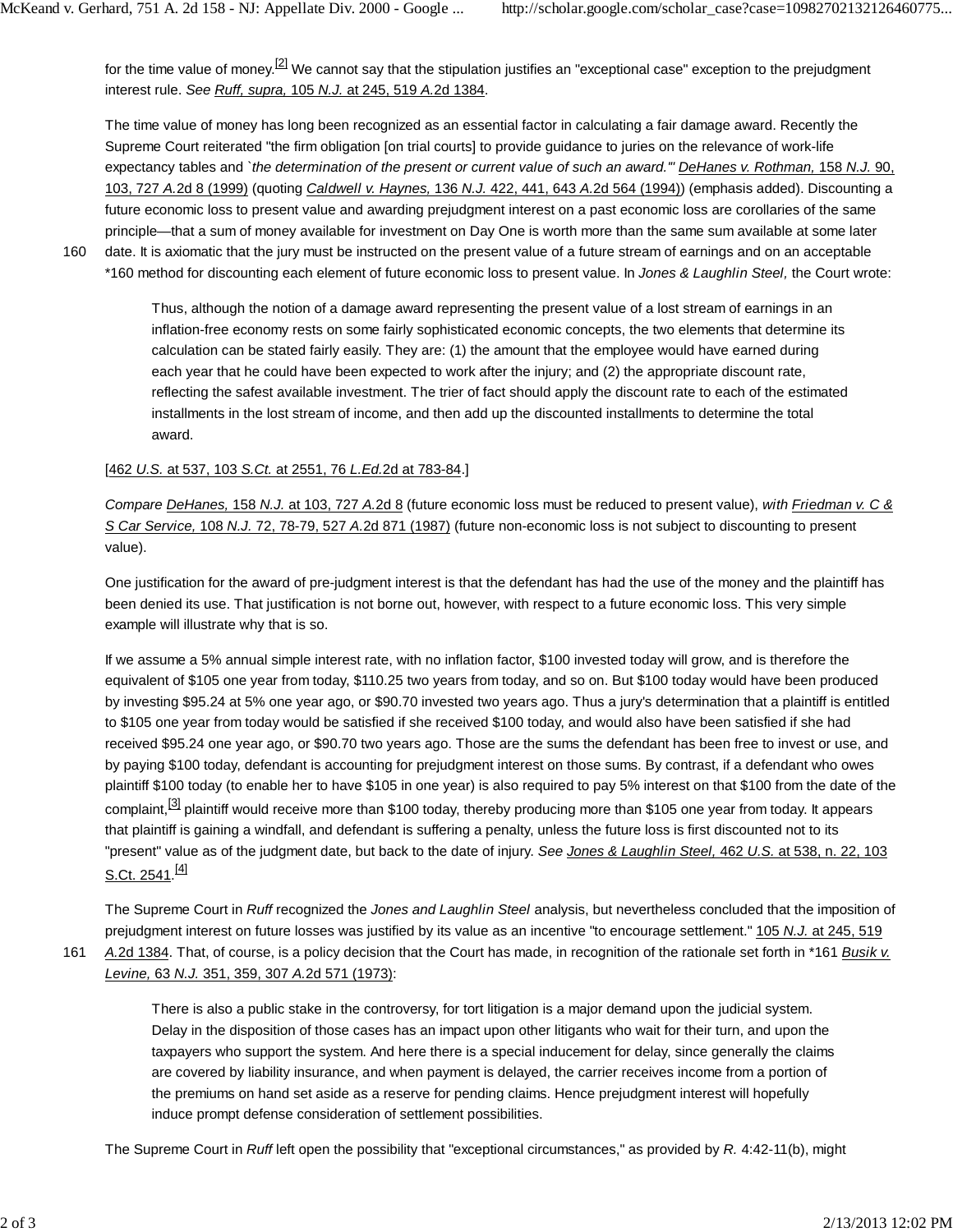for the time value of money.[2] We cannot say that the stipulation justifies an "exceptional case" exception to the prejudgment interest rule. *See* Ruff, *supra,* 105 *N.J.* at 245, 519 *A.*2d 1384.

The time value of money has long been recognized as an essential factor in calculating a fair damage award. Recently the Supreme Court reiterated "the firm obligation [on trial courts] to provide guidance to juries on the relevance of work-life expectancy tables and `*the determination of the present or current value of such an award.*"' *DeHanes v. Rothman,* 158 *N.J.* 90, 103, 727 *A.*2d 8 (1999) (quoting *Caldwell v. Haynes,* 136 *N.J.* 422, 441, 643 *A.*2d 564 (1994)) (emphasis added). Discounting a future economic loss to present value and awarding prejudgment interest on a past economic loss are corollaries of the same principle—that a sum of money available for investment on Day One is worth more than the same sum available at some later date. It is axiomatic that the jury must be instructed on the present value of a future stream of earnings and on an acceptable *160 method for discounting each element of future economic loss to present value. In *Jones & Laughlin Steel,* the Court wrote:

> Thus, although the notion of a damage award representing the present value of a lost stream of earnings in an inflation-free economy rests on some fairly sophisticated economic concepts, the two elements that determine its calculation can be stated fairly easily. They are: (1) the amount that the employee would have earned during each year that he could have been expected to work after the injury; and (2) the appropriate discount rate, reflecting the safest available investment. The trier of fact should apply the discount rate to each of the estimated installments in the lost stream of income, and then add up the discounted installments to determine the total award.

[462 *U.S.* at 537, 103 *S.Ct.* at 2551, 76 *L.Ed.*2d at 783-84.]

*Compare* *DeHanes,* 158 *N.J.* at 103, 727 *A.*2d 8 (future economic loss must be reduced to present value), *with* *Friedman v. C & S Car Service,* 108 *N.J.* 72, 78-79, 527 *A.*2d 871 (1987) (future non-economic loss is not subject to discounting to present value).

One justification for the award of pre-judgment interest is that the defendant has had the use of the money and the plaintiff has been denied its use. That justification is not borne out, however, with respect to a future economic loss. This very simple example will illustrate why that is so.

If we assume a 5% annual simple interest rate, with no inflation factor, $100 invested today will grow, and is therefore the equivalent of $105 one year from today, $110.25 two years from today, and so on. But $100 today would have been produced by investing $95.24 at 5% one year ago, or $90.70 invested two years ago. Thus a jury's determination that a plaintiff is entitled to $105 one year from today would be satisfied if she received $100 today, and would also have been satisfied if she had received $95.24 one year ago, or $90.70 two years ago. Those are the sums the defendant has been free to invest or use, and by paying $100 today, defendant is accounting for prejudgment interest on those sums. By contrast, if a defendant who owes plaintiff $100 today (to enable her to have $105 in one year) is also required to pay 5% interest on that $100 from the date of the complaint,[3] plaintiff would receive more than $100 today, thereby producing more than $105 one year from today. It appears that plaintiff is gaining a windfall, and defendant is suffering a penalty, unless the future loss is first discounted not to its "present" value as of the judgment date, but back to the date of injury. *See* *Jones & Laughlin Steel,* 462 *U.S.* at 538, n. 22, 103 S.Ct. 2541.[4]

The Supreme Court in *Ruff* recognized the *Jones and Laughlin Steel* analysis, but nevertheless concluded that the imposition of prejudgment interest on future losses was justified by its value as an incentive "to encourage settlement." 105 *N.J.* at 245, 519 *A.*2d 1384. That, of course, is a policy decision that the Court has made, in recognition of the rationale set forth in *161 *Busik v. Levine,* 63 *N.J.* 351, 359, 307 *A.*2d 571 (1973):

> There is also a public stake in the controversy, for tort litigation is a major demand upon the judicial system. Delay in the disposition of those cases has an impact upon other litigants who wait for their turn, and upon the taxpayers who support the system. And here there is a special inducement for delay, since generally the claims are covered by liability insurance, and when payment is delayed, the carrier receives income from a portion of the premiums on hand set aside as a reserve for pending claims. Hence prejudgment interest will hopefully induce prompt defense consideration of settlement possibilities.

The Supreme Court in *Ruff* left open the possibility that "exceptional circumstances," as provided by *R.* 4:42-11(b), might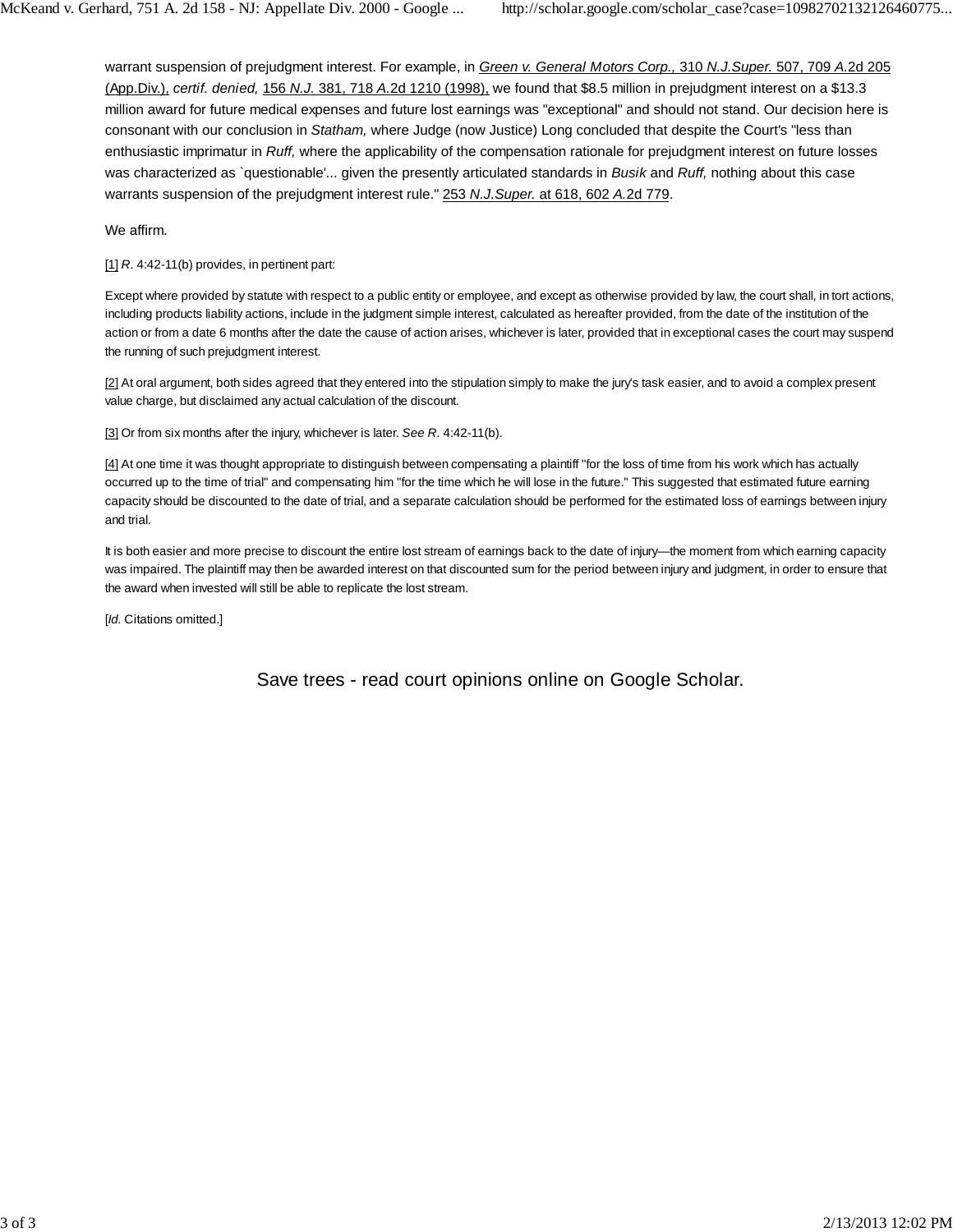warrant suspension of prejudgment interest. For example, in *Green v. General Motors Corp.,* 310 *N.J.Super.* 507, 709 *A.*2d 205 (App.Div.), *certif. denied,* 156 *N.J.* 381, 718 *A.*2d 1210 (1998), we found that $8.5 million in prejudgment interest on a $13.3 million award for future medical expenses and future lost earnings was "exceptional" and should not stand. Our decision here is consonant with our conclusion in *Statham,* where Judge (now Justice) Long concluded that despite the Court's "less than enthusiastic imprimatur in *Ruff,* where the applicability of the compensation rationale for prejudgment interest on future losses was characterized as `questionable'... given the presently articulated standards in *Busik* and *Ruff,* nothing about this case warrants suspension of the prejudgment interest rule." 253 *N.J.Super.* at 618, 602 *A.*2d 779.

We affirm.

[1] *R.* 4:42-11(b) provides, in pertinent part:

Except where provided by statute with respect to a public entity or employee, and except as otherwise provided by law, the court shall, in tort actions, including products liability actions, include in the judgment simple interest, calculated as hereafter provided, from the date of the institution of the action or from a date 6 months after the date the cause of action arises, whichever is later, provided that in exceptional cases the court may suspend the running of such prejudgment interest.

[2] At oral argument, both sides agreed that they entered into the stipulation simply to make the jury's task easier, and to avoid a complex present value charge, but disclaimed any actual calculation of the discount.

[3] Or from six months after the injury, whichever is later. *See R.* 4:42-11(b).

[4] At one time it was thought appropriate to distinguish between compensating a plaintiff "for the loss of time from his work which has actually occurred up to the time of trial" and compensating him "for the time which he will lose in the future." This suggested that estimated future earning capacity should be discounted to the date of trial, and a separate calculation should be performed for the estimated loss of earnings between injury and trial.

It is both easier and more precise to discount the entire lost stream of earnings back to the date of injury—the moment from which earning capacity was impaired. The plaintiff may then be awarded interest on that discounted sum for the period between injury and judgment, in order to ensure that the award when invested will still be able to replicate the lost stream.

[*Id.* Citations omitted.]

Save trees - read court opinions online on Google Scholar.